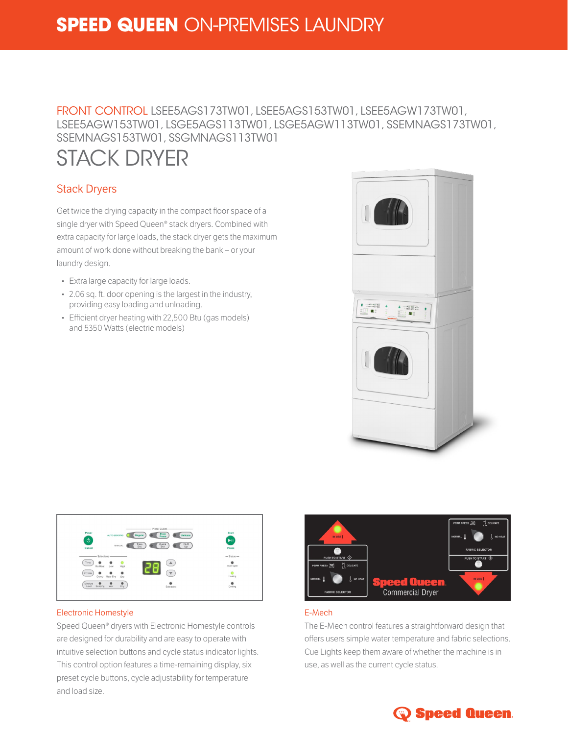# SPEED QUEEN ON-PREMISES LAUNDRY

FRONT CONTROL LSEE5AGS173TW01, LSEE5AGS153TW01, LSEE5AGW173TW01, LSEE5AGW153TW01, LSGE5AGS113TW01, LSGE5AGW113TW01, SSEMNAGS173TW01, SSEMNAGS153TW01, SSGMNAGS113TW01

# STACK DRYER

## Stack Dryers

Get twice the drying capacity in the compact floor space of a single dryer with Speed Queen® stack dryers. Combined with extra capacity for large loads, the stack dryer gets the maximum amount of work done without breaking the bank – or your laundry design.

- Extra large capacity for large loads.
- 2.06 sq. ft. door opening is the largest in the industry, providing easy loading and unloading.
- Efficient dryer heating with 22,500 Btu (gas models) and 5350 Watts (electric models)

### Electronic Homestyle

Speed Queen® dryers with Electronic Homestyle controls are designed for durability and are easy to operate with intuitive selection buttons and cycle status indicator lights. This control option features a time-remaining display, six preset cycle buttons, cycle adjustability for temperature and load size.

### E-Mech

The E-Mech control features a straightforward design that offers users simple water temperature and fabric selections. Cue Lights keep them aware of whether the machine is in use, as well as the current cycle status.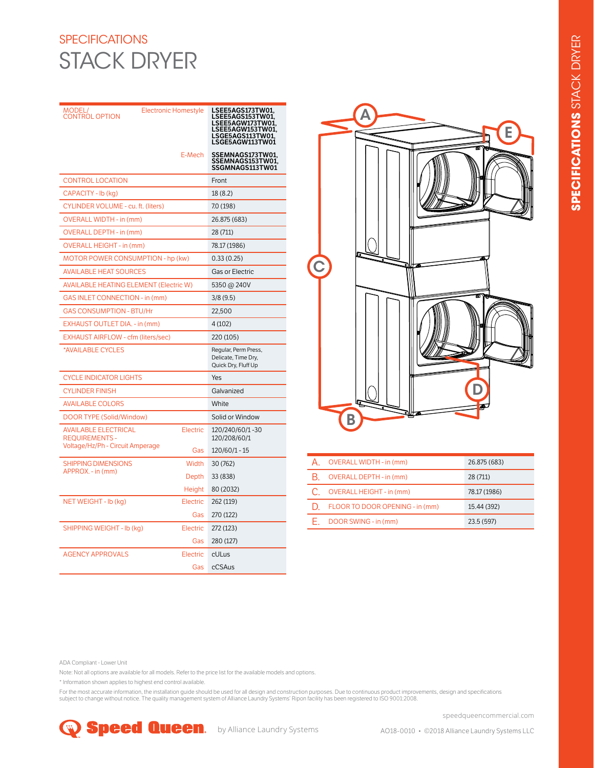SPECIFICATIONS

# STACK DRYER

| | | |
|---|---|---|
| MODEL/ CONTROL OPTION | Electronic Homestyle | LSEE5AGS173TW01, LSEE5AGS153TW01, LSEE5AGW173TW01, LSEE5AGW153TW01, LSGE5AGS113TW01, LSGE5AGW113TW01 |
| | E-Mech | SSEMNAGS173TW01, SSEMNAGS153TW01, SSGMNAGS113TW01 |
| CONTROL LOCATION | | Front |
| CAPACITY - lb (kg) | | 18 (8.2) |
| CYLINDER VOLUME - cu. ft. (liters) | | 7.0 (198) |
| OVERALL WIDTH - in (mm) | | 26.875 (683) |
| OVERALL DEPTH - in (mm) | | 28 (711) |
| OVERALL HEIGHT - in (mm) | | 78.17 (1986) |
| MOTOR POWER CONSUMPTION - hp (kw) | | 0.33 (0.25) |
| AVAILABLE HEAT SOURCES | | Gas or Electric |
| AVAILABLE HEATING ELEMENT (Electric W) | | 5350 @ 240V |
| GAS INLET CONNECTION - in (mm) | | 3/8 (9.5) |
| GAS CONSUMPTION - BTU/Hr | | 22,500 |
| EXHAUST OUTLET DIA. - in (mm) | | 4 (102) |
| EXHAUST AIRFLOW - cfm (liters/sec) | | 220 (105) |
| *AVAILABLE CYCLES | | Regular, Perm Press, Delicate, Time Dry, Quick Dry, Fluff Up |
| CYCLE INDICATOR LIGHTS | | Yes |
| CYLINDER FINISH | | Galvanized |
| AVAILABLE COLORS | | White |
| DOOR TYPE (Solid/Window) | | Solid or Window |
| AVAILABLE ELECTRICAL REQUIREMENTS - Voltage/Hz/Ph - Circuit Amperage | Electric | 120/240/60/1 -30 120/208/60/1 |
| | Gas | 120/60/1 - 15 |
| SHIPPING DIMENSIONS APPROX. - in (mm) | Width | 30 (762) |
| | Depth | 33 (838) |
| | Height | 80 (2032) |
| NET WEIGHT - lb (kg) | Electric | 262 (119) |
| | Gas | 270 (122) |
| SHIPPING WEIGHT - lb (kg) | Electric | 272 (123) |
| | Gas | 280 (127) |
| AGENCY APPROVALS | Electric | cULus |
| | Gas | cCSAus |

A B C D E

| | | |
|---|---|---|
| A. | OVERALL WIDTH - in (mm) | 26.875 (683) |
| B. | OVERALL DEPTH - in (mm) | 28 (711) |
| C. | OVERALL HEIGHT - in (mm) | 78.17 (1986) |
| D. | FLOOR TO DOOR OPENING - in (mm) | 15.44 (392) |
| E. | DOOR SWING - in (mm) | 23.5 (597) |

ADA Compliant - Lower Unit

Note: Not all options are available for all models. Refer to the price list for the available models and options.

* Information shown applies to highest end control available.

For the most accurate information, the installation guide should be used for all design and construction purposes. Due to continuous product improvements, design and specifications subject to change without notice. The quality management system of Alliance Laundry Systems' Ripon facility has been registered to ISO 9001:2008.

Speed Queen by Alliance Laundry Systems

speedqueencommercial.com

AO18-0010 • ©2018 Alliance Laundry Systems LLC